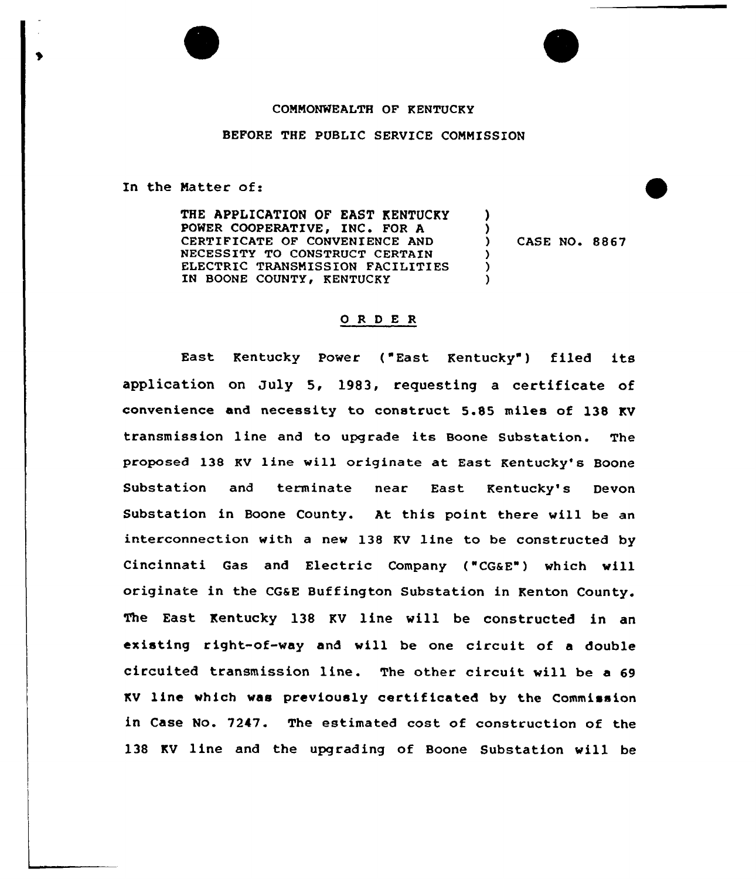COMMONWEALTH OF KENTUCKY

BEFORE THE PUBLIC SERVICE COMMISSION

In the Matter of:

THE APPLICATION OF EAST KENTUCKY POWER COOPERATIVE, INC. FOR A CERTIFICATE OF CONVENIENCE AND NECESSITY TO CONSTRUCT CERTAIN ELECTRIC TRANSMISSION FACILITIES IN BOONE COUNTY, KENTUCKY ) CASE NO. 8867

O R D E R

East Kentucky Power ("East Kentucky") filed its application on July 5, 1983, requesting a certificate of convenience and necessity to construct 5.85 miles of 138 KV transmission line and to upgrade its Boone Substation. The proposed 138 KV line will originate at East Kentucky's Boone Substation and terminate near East Kentucky's Devon Substation in Boone County. At this point there will be an interconnection with a new 138 KV line to be constructed by Cincinnati Gas and Electric Company ("CG&E") which will originate in the CG&E Buffington Substation in Kenton County. The East Kentucky 138 KV line will be constructed in an existing right-of-way and will be one circuit of a double circuited transmission line. The other circuit will be a 69 KV line which was previously certificated by the Commission in Case No. 7247. The estimated cost of construction of the 138 KV line and the upgrading of Boone Substation will be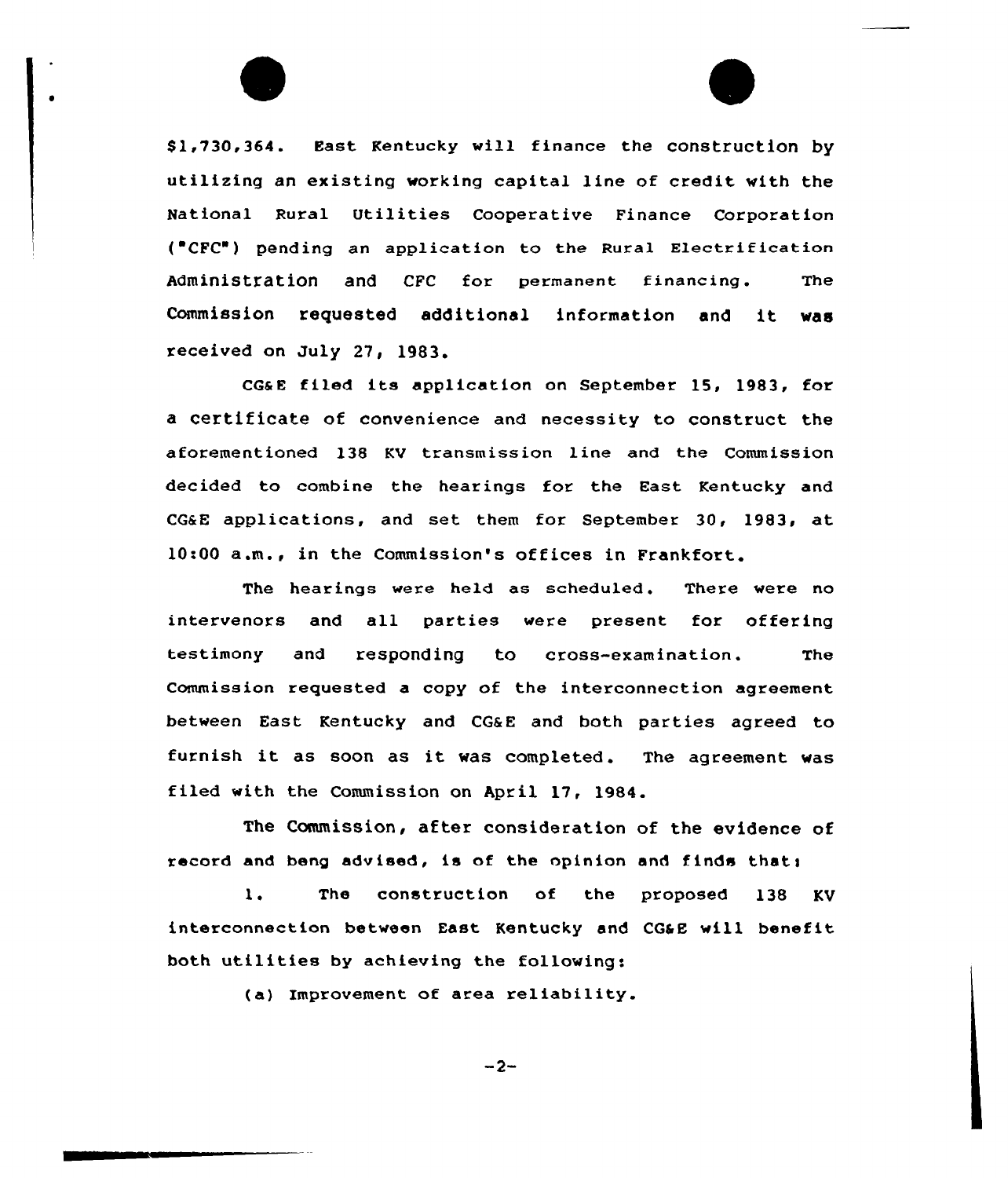$1,730,364. East Kentucky will finance the construction by utilizing an existing working capital line of credit with the National Rural Utilities Cooperative Finance Corporation ("CFC") pending an application to the Rural Electrification Administration and CFC for permanent financing. The Commission requested additional information and it was received on July 27, 1983.

CG&E filed its application on September 15, 1983, for a certificate of convenience and necessity to construct the aforementioned 138 KV transmission line and the Commission decided to combine the hearings for the East Kentucky and CG&E applications, and set them for September 30, 1983, at 10:00 a.m., in the Commission's offices in Frankfort.

The hearings were held as scheduled. There were no intervenors and all parties were present for offering testimony and responding to cross-examination. The Commission requested a copy of the interconnection agreement between East Kentucky and CG&E and both parties agreed to furnish it as soon as it was completed. The agreement was filed with the Commission on April 17, 1984.

The Commission, after consideration of the evidence of record and beng advised, is of the opinion and finds that:

1. The construction of the proposed 138 KV interconnection between East Kentucky and CG&E will benefit both utilities by achieving the following:

(a) Improvement of area reliability.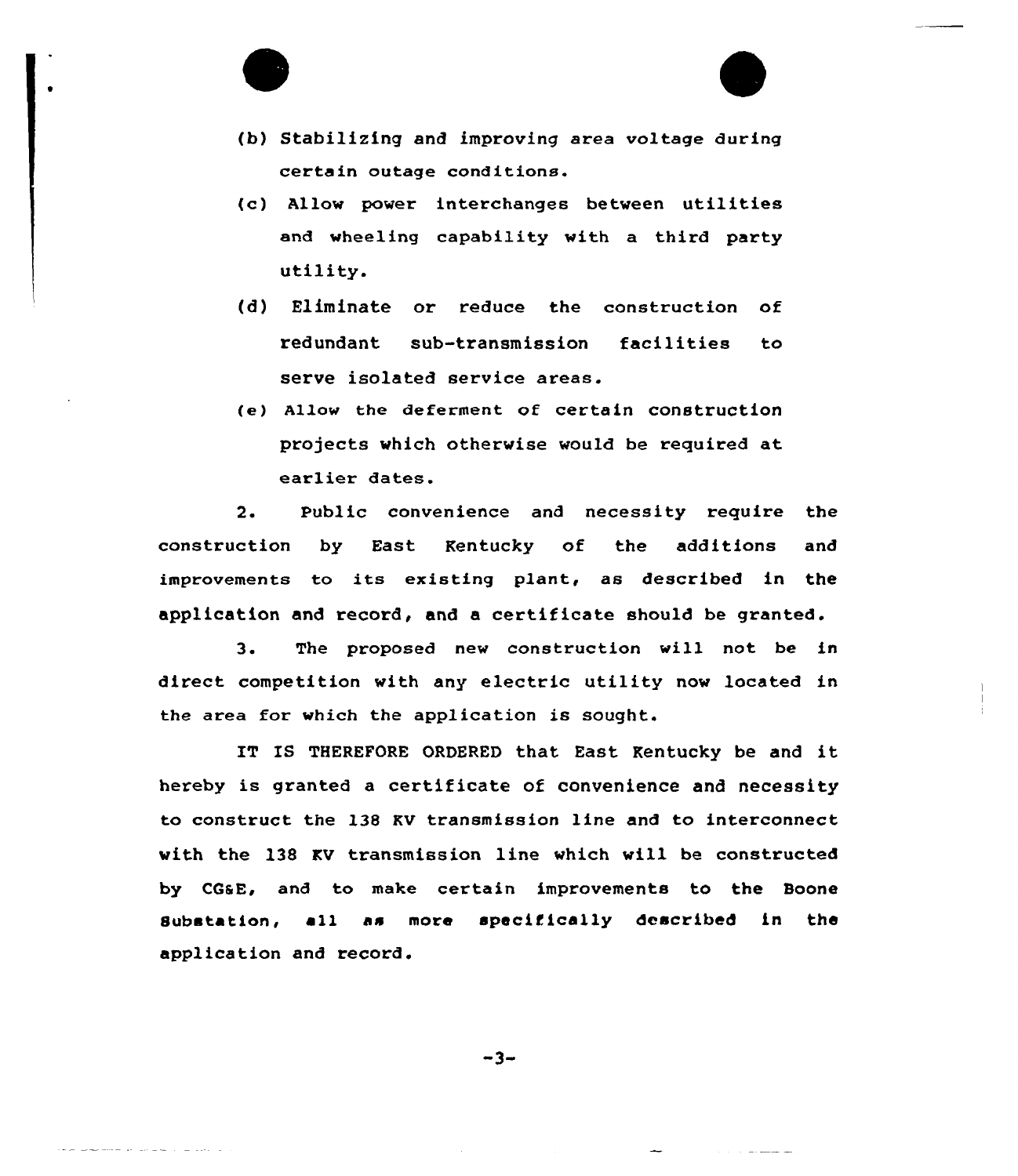(b) Stabilizing and improving area voltage during certain outage conditions.

(c) Allow power interchanges between utilities and wheeling capability with a third party utility.

(d) Eliminate or reduce the construction of redundant sub-transmission facilities to serve isolated service areas.

(e) Allow the deferment of certain construction projects which otherwise would be required at earlier dates.

2. Public convenience and necessity require the construction by East Kentucky of the additions and improvements to its existing plant, as described in the application and record, and a certificate should be granted.

3. The proposed new construction will not be in direct competition with any electric utility now located in the area for which the application is sought.

IT IS THEREFORE ORDERED that East Kentucky be and it hereby is granted a certificate of convenience and necessity to construct the 138 KV transmission line and to interconnect with the 138 KV transmission line which will be constructed by CG&E, and to make certain improvements to the Boone Substation, all as more specifically described in the application and record.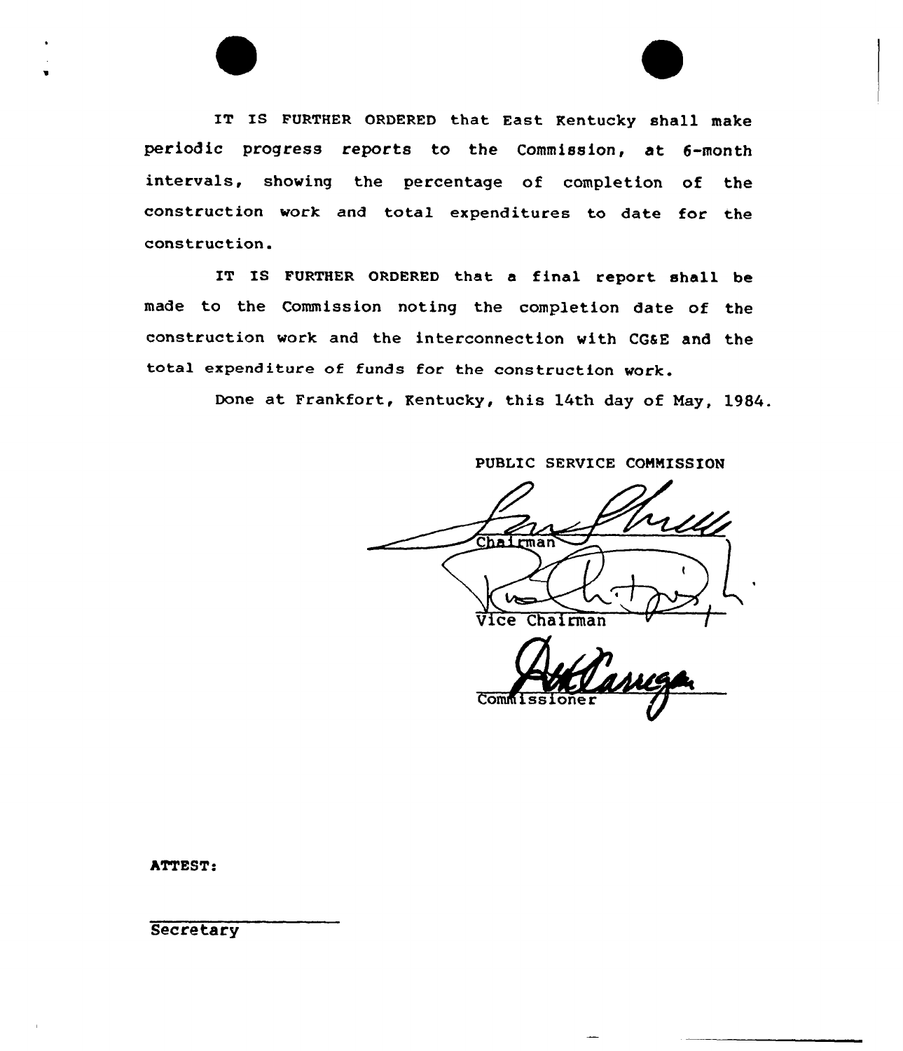IT IS FURTHER ORDERED that East Kentucky shall make periodic progress reports to the Commission, at 6-month intervals, showing the percentage of completion of the construction work and total expenditures to date for the construction.

IT IS FURTHER ORDERED that a final report shall be made to the Commission noting the completion date of the construction work and the interconnection with CG&E and the total expenditure of funds for the construction work.

Done at Frankfort, Kentucky, this 14th day of May, 1984.

PUBLIC SERVICE COMMISSION

Chairman

Vice Chairman

Commissioner

ATTEST:

Secretary